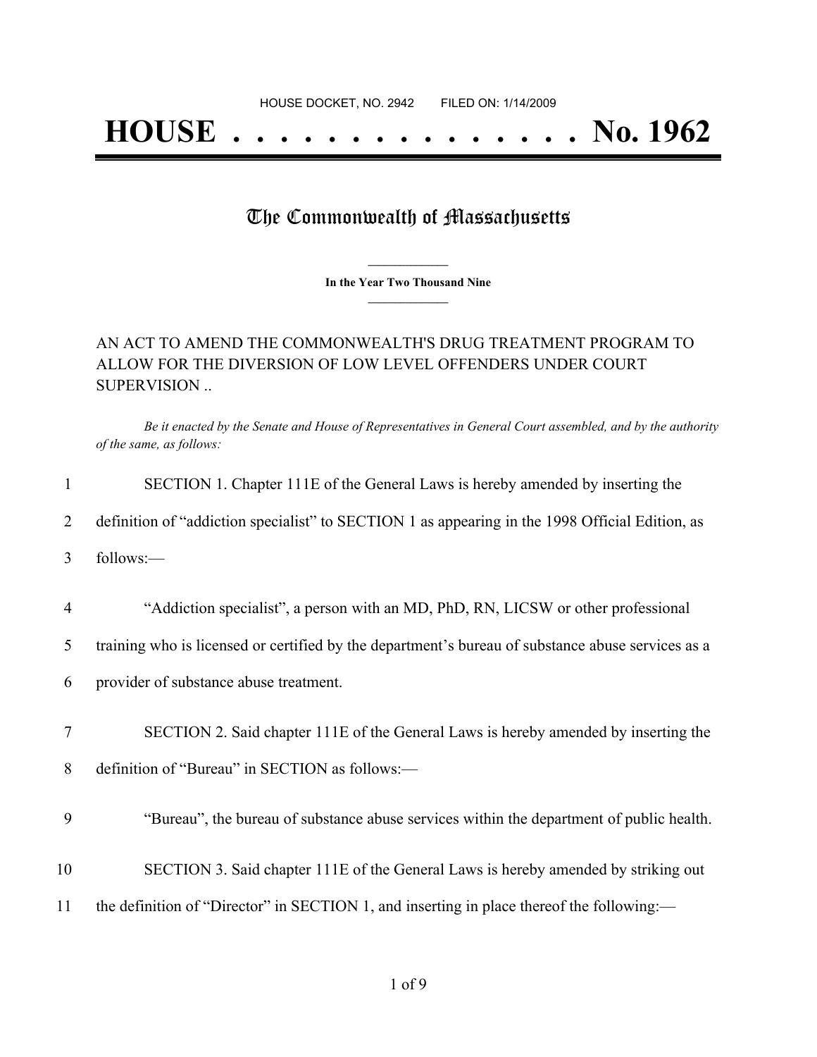HOUSE DOCKET, NO. 2942        FILED ON: 1/14/2009

# HOUSE . . . . . . . . . . . . . . . No. 1962

## The Commonwealth of Massachusetts

**In the Year Two Thousand Nine**

AN ACT TO AMEND THE COMMONWEALTH'S DRUG TREATMENT PROGRAM TO ALLOW FOR THE DIVERSION OF LOW LEVEL OFFENDERS UNDER COURT SUPERVISION ..

*Be it enacted by the Senate and House of Representatives in General Court assembled, and by the authority of the same, as follows:*

1 SECTION 1. Chapter 111E of the General Laws is hereby amended by inserting the
2 definition of "addiction specialist" to SECTION 1 as appearing in the 1998 Official Edition, as
3 follows:—

4 "Addiction specialist", a person with an MD, PhD, RN, LICSW or other professional
5 training who is licensed or certified by the department's bureau of substance abuse services as a
6 provider of substance abuse treatment.

7 SECTION 2. Said chapter 111E of the General Laws is hereby amended by inserting the
8 definition of "Bureau" in SECTION as follows:—

9 "Bureau", the bureau of substance abuse services within the department of public health.

10 SECTION 3. Said chapter 111E of the General Laws is hereby amended by striking out
11 the definition of "Director" in SECTION 1, and inserting in place thereof the following:—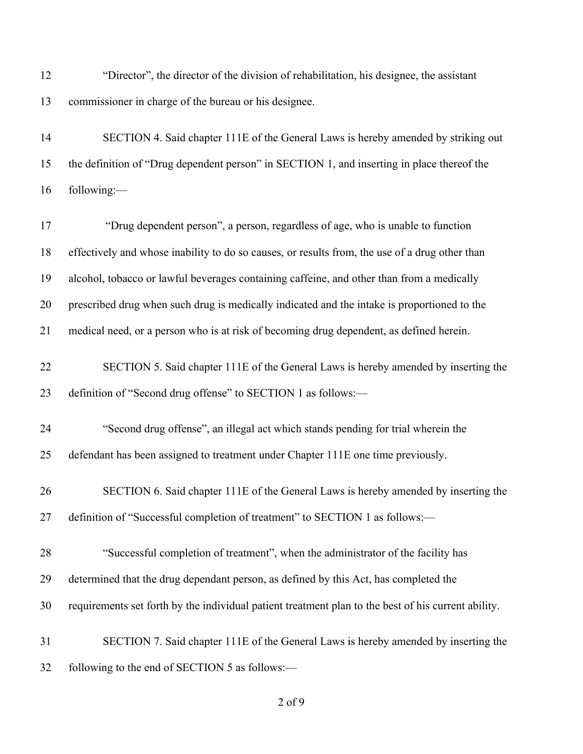"Director", the director of the division of rehabilitation, his designee, the assistant commissioner in charge of the bureau or his designee.

SECTION 4. Said chapter 111E of the General Laws is hereby amended by striking out the definition of "Drug dependent person" in SECTION 1, and inserting in place thereof the following:—

"Drug dependent person", a person, regardless of age, who is unable to function effectively and whose inability to do so causes, or results from, the use of a drug other than alcohol, tobacco or lawful beverages containing caffeine, and other than from a medically prescribed drug when such drug is medically indicated and the intake is proportioned to the medical need, or a person who is at risk of becoming drug dependent, as defined herein.

SECTION 5. Said chapter 111E of the General Laws is hereby amended by inserting the definition of "Second drug offense" to SECTION 1 as follows:—

"Second drug offense", an illegal act which stands pending for trial wherein the defendant has been assigned to treatment under Chapter 111E one time previously.

SECTION 6. Said chapter 111E of the General Laws is hereby amended by inserting the definition of "Successful completion of treatment" to SECTION 1 as follows:—

"Successful completion of treatment", when the administrator of the facility has determined that the drug dependant person, as defined by this Act, has completed the requirements set forth by the individual patient treatment plan to the best of his current ability.

SECTION 7. Said chapter 111E of the General Laws is hereby amended by inserting the following to the end of SECTION 5 as follows:—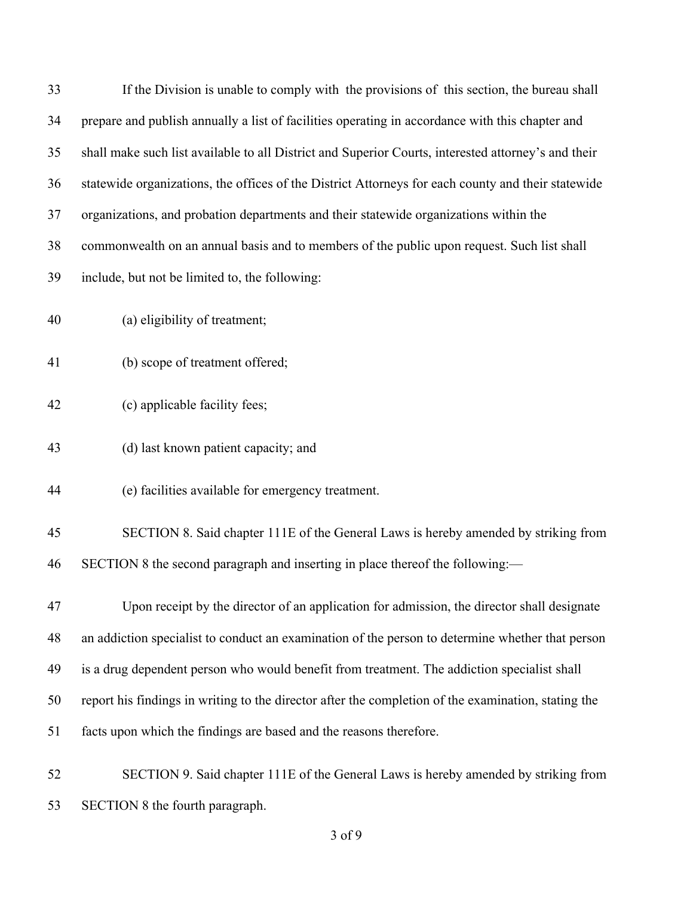If the Division is unable to comply with the provisions of this section, the bureau shall prepare and publish annually a list of facilities operating in accordance with this chapter and shall make such list available to all District and Superior Courts, interested attorney's and their statewide organizations, the offices of the District Attorneys for each county and their statewide organizations, and probation departments and their statewide organizations within the commonwealth on an annual basis and to members of the public upon request. Such list shall include, but not be limited to, the following:

(a) eligibility of treatment;

(b) scope of treatment offered;

(c) applicable facility fees;

(d) last known patient capacity; and

(e) facilities available for emergency treatment.

SECTION 8. Said chapter 111E of the General Laws is hereby amended by striking from SECTION 8 the second paragraph and inserting in place thereof the following:—

Upon receipt by the director of an application for admission, the director shall designate an addiction specialist to conduct an examination of the person to determine whether that person is a drug dependent person who would benefit from treatment. The addiction specialist shall report his findings in writing to the director after the completion of the examination, stating the facts upon which the findings are based and the reasons therefore.

SECTION 9. Said chapter 111E of the General Laws is hereby amended by striking from SECTION 8 the fourth paragraph.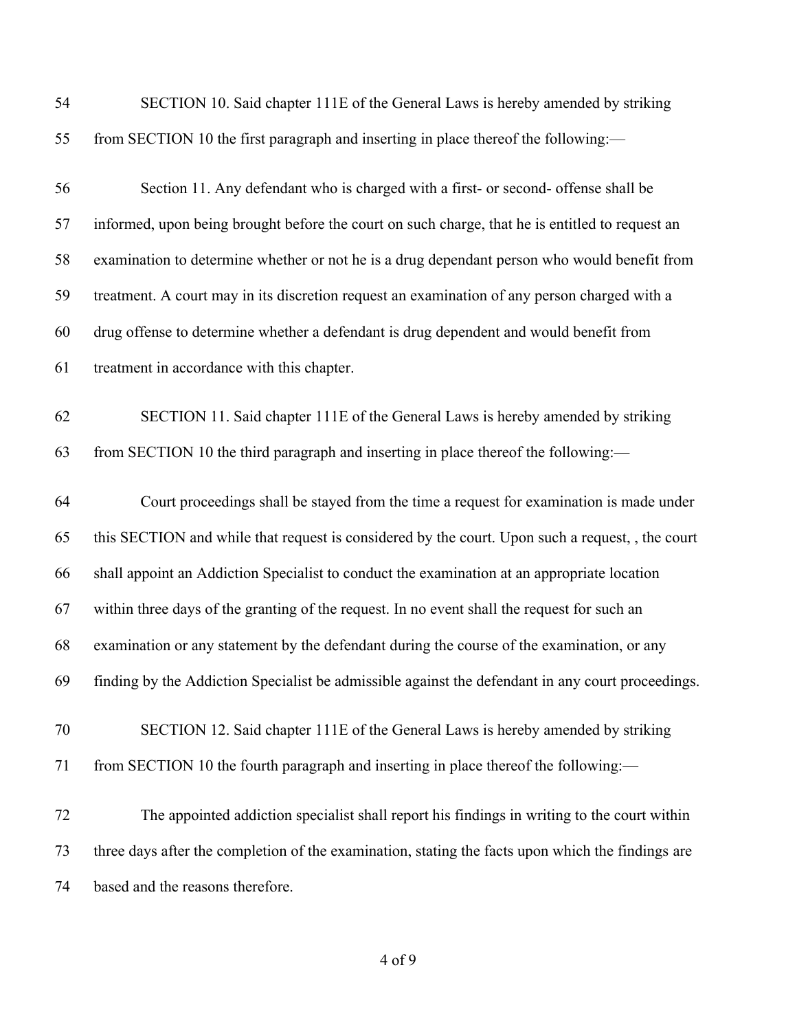SECTION 10. Said chapter 111E of the General Laws is hereby amended by striking from SECTION 10 the first paragraph and inserting in place thereof the following:—

Section 11. Any defendant who is charged with a first- or second- offense shall be informed, upon being brought before the court on such charge, that he is entitled to request an examination to determine whether or not he is a drug dependant person who would benefit from treatment. A court may in its discretion request an examination of any person charged with a drug offense to determine whether a defendant is drug dependent and would benefit from treatment in accordance with this chapter.

SECTION 11. Said chapter 111E of the General Laws is hereby amended by striking from SECTION 10 the third paragraph and inserting in place thereof the following:—

Court proceedings shall be stayed from the time a request for examination is made under this SECTION and while that request is considered by the court. Upon such a request, , the court shall appoint an Addiction Specialist to conduct the examination at an appropriate location within three days of the granting of the request. In no event shall the request for such an examination or any statement by the defendant during the course of the examination, or any finding by the Addiction Specialist be admissible against the defendant in any court proceedings.

SECTION 12. Said chapter 111E of the General Laws is hereby amended by striking from SECTION 10 the fourth paragraph and inserting in place thereof the following:—

The appointed addiction specialist shall report his findings in writing to the court within three days after the completion of the examination, stating the facts upon which the findings are based and the reasons therefore.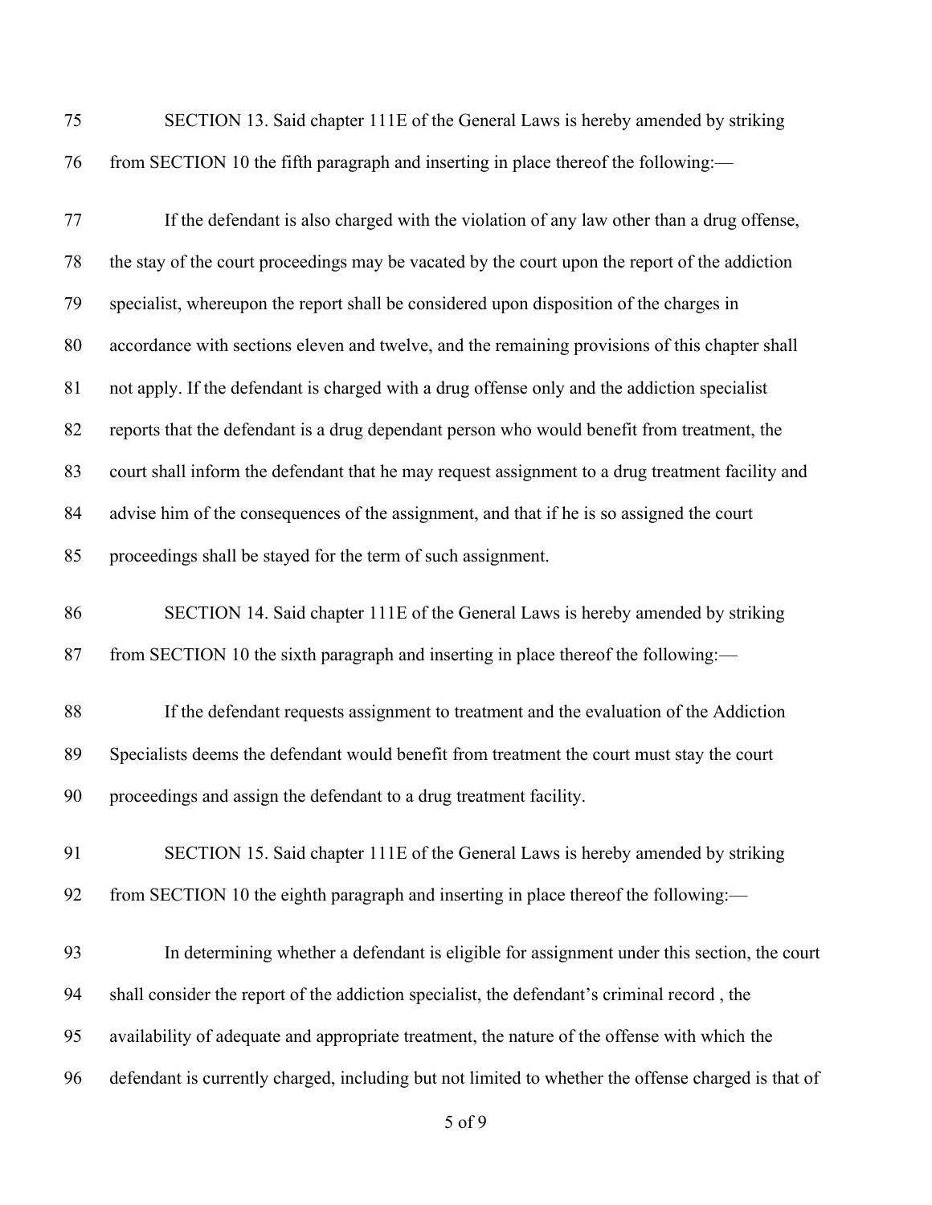SECTION 13. Said chapter 111E of the General Laws is hereby amended by striking from SECTION 10 the fifth paragraph and inserting in place thereof the following:—

If the defendant is also charged with the violation of any law other than a drug offense, the stay of the court proceedings may be vacated by the court upon the report of the addiction specialist, whereupon the report shall be considered upon disposition of the charges in accordance with sections eleven and twelve, and the remaining provisions of this chapter shall not apply. If the defendant is charged with a drug offense only and the addiction specialist reports that the defendant is a drug dependant person who would benefit from treatment, the court shall inform the defendant that he may request assignment to a drug treatment facility and advise him of the consequences of the assignment, and that if he is so assigned the court proceedings shall be stayed for the term of such assignment.

SECTION 14. Said chapter 111E of the General Laws is hereby amended by striking from SECTION 10 the sixth paragraph and inserting in place thereof the following:—

If the defendant requests assignment to treatment and the evaluation of the Addiction Specialists deems the defendant would benefit from treatment the court must stay the court proceedings and assign the defendant to a drug treatment facility.

SECTION 15. Said chapter 111E of the General Laws is hereby amended by striking from SECTION 10 the eighth paragraph and inserting in place thereof the following:—

In determining whether a defendant is eligible for assignment under this section, the court shall consider the report of the addiction specialist, the defendant's criminal record , the availability of adequate and appropriate treatment, the nature of the offense with which the defendant is currently charged, including but not limited to whether the offense charged is that of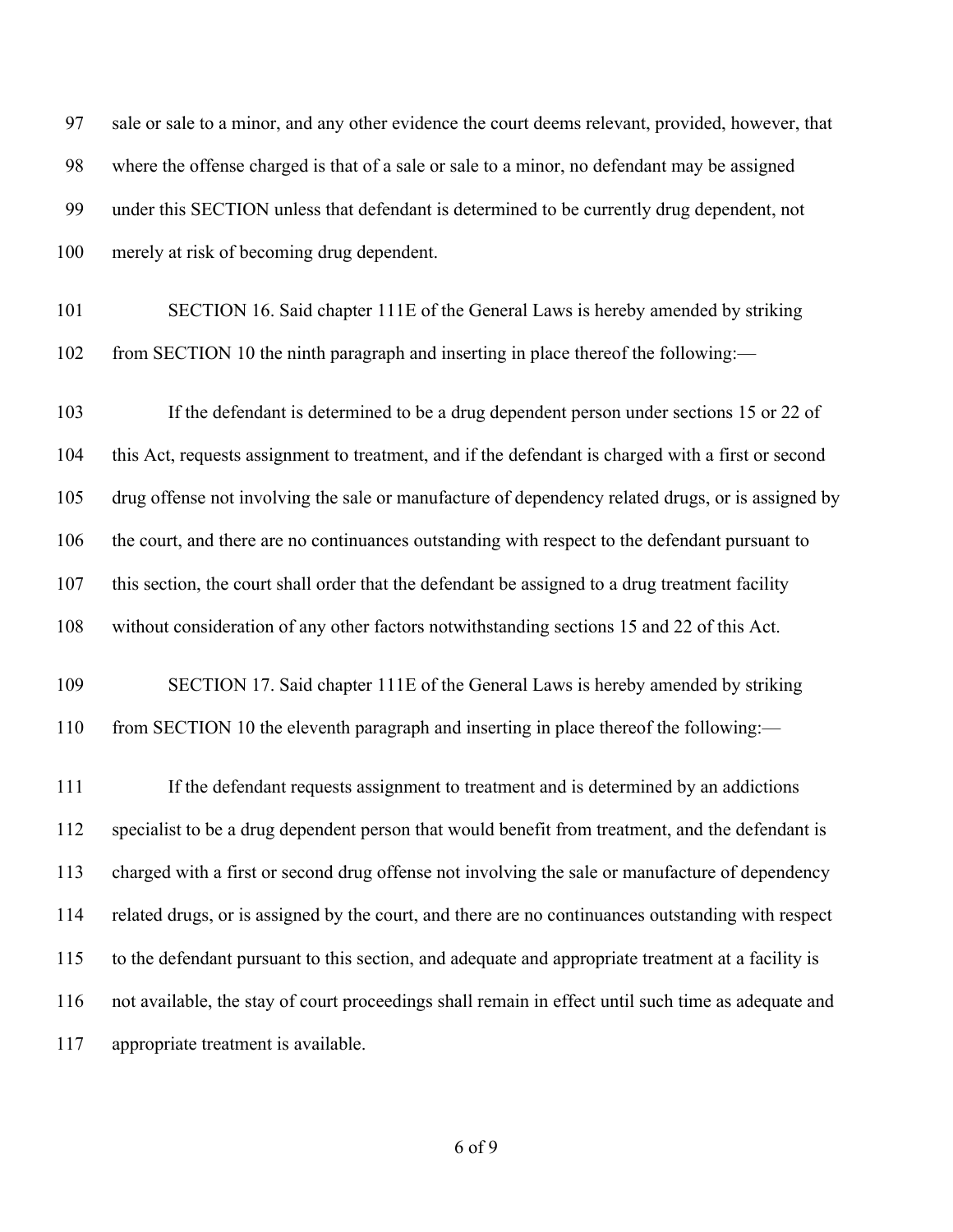sale or sale to a minor, and any other evidence the court deems relevant, provided, however, that where the offense charged is that of a sale or sale to a minor, no defendant may be assigned under this SECTION unless that defendant is determined to be currently drug dependent, not merely at risk of becoming drug dependent.

SECTION 16. Said chapter 111E of the General Laws is hereby amended by striking from SECTION 10 the ninth paragraph and inserting in place thereof the following:—

If the defendant is determined to be a drug dependent person under sections 15 or 22 of this Act, requests assignment to treatment, and if the defendant is charged with a first or second drug offense not involving the sale or manufacture of dependency related drugs, or is assigned by the court, and there are no continuances outstanding with respect to the defendant pursuant to this section, the court shall order that the defendant be assigned to a drug treatment facility without consideration of any other factors notwithstanding sections 15 and 22 of this Act.

SECTION 17. Said chapter 111E of the General Laws is hereby amended by striking from SECTION 10 the eleventh paragraph and inserting in place thereof the following:—

If the defendant requests assignment to treatment and is determined by an addictions specialist to be a drug dependent person that would benefit from treatment, and the defendant is charged with a first or second drug offense not involving the sale or manufacture of dependency related drugs, or is assigned by the court, and there are no continuances outstanding with respect to the defendant pursuant to this section, and adequate and appropriate treatment at a facility is not available, the stay of court proceedings shall remain in effect until such time as adequate and appropriate treatment is available.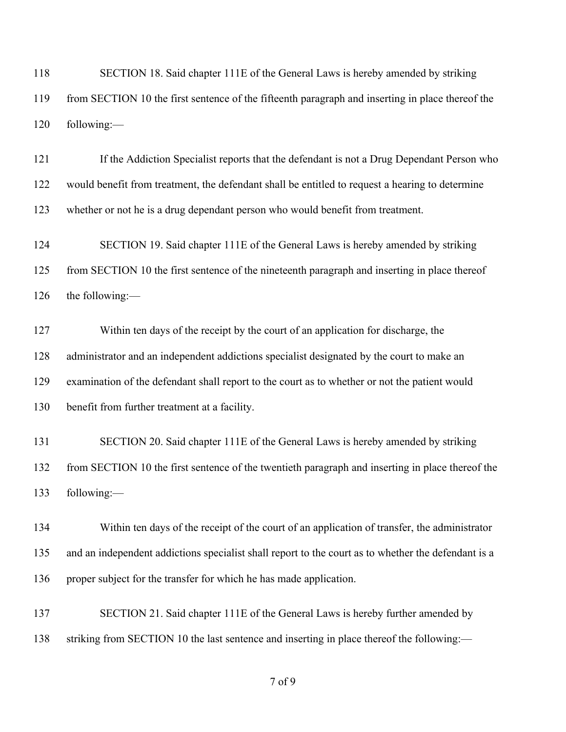SECTION 18. Said chapter 111E of the General Laws is hereby amended by striking from SECTION 10 the first sentence of the fifteenth paragraph and inserting in place thereof the following:—

If the Addiction Specialist reports that the defendant is not a Drug Dependant Person who would benefit from treatment, the defendant shall be entitled to request a hearing to determine whether or not he is a drug dependant person who would benefit from treatment.

SECTION 19. Said chapter 111E of the General Laws is hereby amended by striking from SECTION 10 the first sentence of the nineteenth paragraph and inserting in place thereof the following:—

Within ten days of the receipt by the court of an application for discharge, the administrator and an independent addictions specialist designated by the court to make an examination of the defendant shall report to the court as to whether or not the patient would benefit from further treatment at a facility.

SECTION 20. Said chapter 111E of the General Laws is hereby amended by striking from SECTION 10 the first sentence of the twentieth paragraph and inserting in place thereof the following:—

Within ten days of the receipt of the court of an application of transfer, the administrator and an independent addictions specialist shall report to the court as to whether the defendant is a proper subject for the transfer for which he has made application.

SECTION 21. Said chapter 111E of the General Laws is hereby further amended by striking from SECTION 10 the last sentence and inserting in place thereof the following:—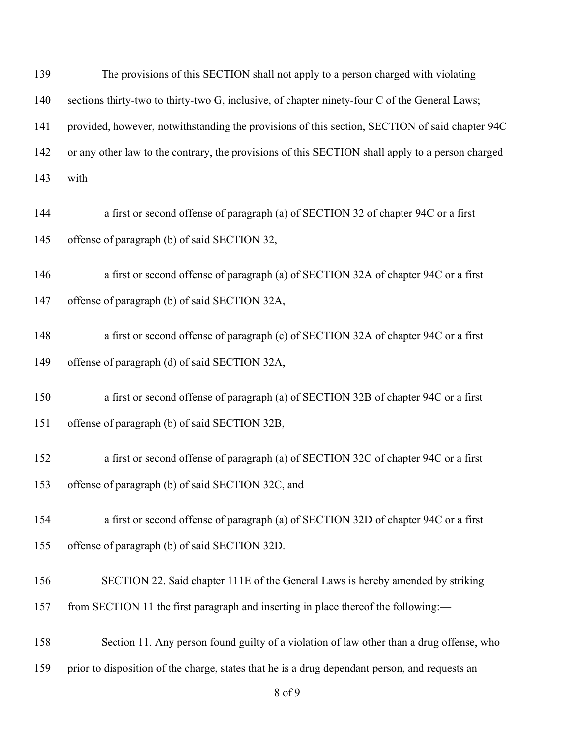The provisions of this SECTION shall not apply to a person charged with violating sections thirty-two to thirty-two G, inclusive, of chapter ninety-four C of the General Laws; provided, however, notwithstanding the provisions of this section, SECTION of said chapter 94C or any other law to the contrary, the provisions of this SECTION shall apply to a person charged with

a first or second offense of paragraph (a) of SECTION 32 of chapter 94C or a first offense of paragraph (b) of said SECTION 32,

a first or second offense of paragraph (a) of SECTION 32A of chapter 94C or a first offense of paragraph (b) of said SECTION 32A,

a first or second offense of paragraph (c) of SECTION 32A of chapter 94C or a first offense of paragraph (d) of said SECTION 32A,

a first or second offense of paragraph (a) of SECTION 32B of chapter 94C or a first offense of paragraph (b) of said SECTION 32B,

a first or second offense of paragraph (a) of SECTION 32C of chapter 94C or a first offense of paragraph (b) of said SECTION 32C, and

a first or second offense of paragraph (a) of SECTION 32D of chapter 94C or a first offense of paragraph (b) of said SECTION 32D.

SECTION 22. Said chapter 111E of the General Laws is hereby amended by striking from SECTION 11 the first paragraph and inserting in place thereof the following:—

Section 11. Any person found guilty of a violation of law other than a drug offense, who prior to disposition of the charge, states that he is a drug dependant person, and requests an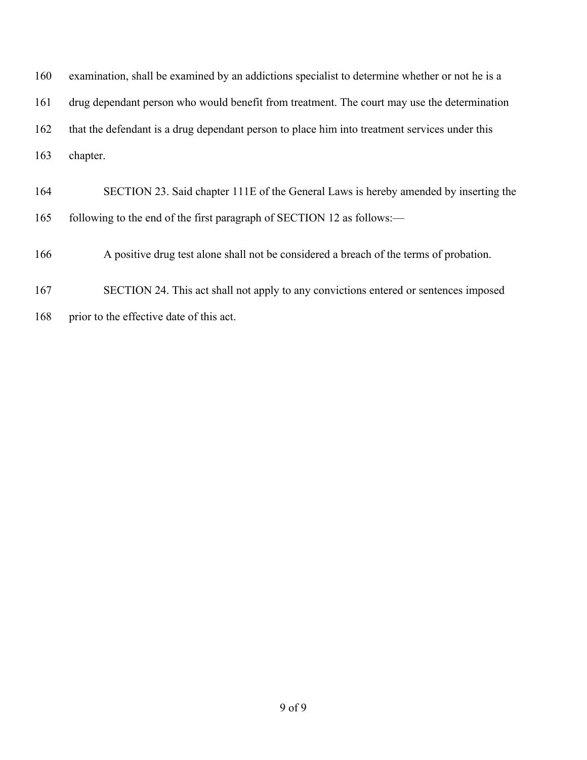examination, shall be examined by an addictions specialist to determine whether or not he is a drug dependant person who would benefit from treatment. The court may use the determination that the defendant is a drug dependant person to place him into treatment services under this chapter.

SECTION 23. Said chapter 111E of the General Laws is hereby amended by inserting the following to the end of the first paragraph of SECTION 12 as follows:—

A positive drug test alone shall not be considered a breach of the terms of probation.

SECTION 24. This act shall not apply to any convictions entered or sentences imposed prior to the effective date of this act.